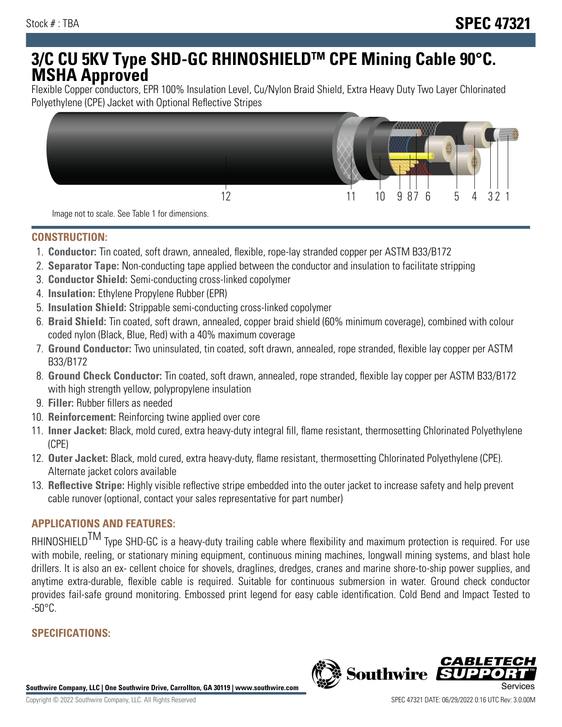Stock # : TBA

# SPEC 47321

# 3/C CU 5KV Type SHD-GC RHINOSHIELDTM CPE Mining Cable 90°C. MSHA Approved

Flexible Copper conductors, EPR 100% Insulation Level, Cu/Nylon Braid Shield, Extra Heavy Duty Two Layer Chlorinated Polyethylene (CPE) Jacket with Optional Reflective Stripes

Image not to scale. See Table 1 for dimensions.

## CONSTRUCTION:

1. **Conductor:** Tin coated, soft drawn, annealed, flexible, rope-lay stranded copper per ASTM B33/B172
2. **Separator Tape:** Non-conducting tape applied between the conductor and insulation to facilitate stripping
3. **Conductor Shield:** Semi-conducting cross-linked copolymer
4. **Insulation:** Ethylene Propylene Rubber (EPR)
5. **Insulation Shield:** Strippable semi-conducting cross-linked copolymer
6. **Braid Shield:** Tin coated, soft drawn, annealed, copper braid shield (60% minimum coverage), combined with colour coded nylon (Black, Blue, Red) with a 40% maximum coverage
7. **Ground Conductor:** Two uninsulated, tin coated, soft drawn, annealed, rope stranded, flexible lay copper per ASTM B33/B172
8. **Ground Check Conductor:** Tin coated, soft drawn, annealed, rope stranded, flexible lay copper per ASTM B33/B172 with high strength yellow, polypropylene insulation
9. **Filler:** Rubber fillers as needed
10. **Reinforcement:** Reinforcing twine applied over core
11. **Inner Jacket:** Black, mold cured, extra heavy-duty integral fill, flame resistant, thermosetting Chlorinated Polyethylene (CPE)
12. **Outer Jacket:** Black, mold cured, extra heavy-duty, flame resistant, thermosetting Chlorinated Polyethylene (CPE). Alternate jacket colors available
13. **Reflective Stripe:** Highly visible reflective stripe embedded into the outer jacket to increase safety and help prevent cable runover (optional, contact your sales representative for part number)

## APPLICATIONS AND FEATURES:

RHINOSHIELDTM Type SHD-GC is a heavy-duty trailing cable where flexibility and maximum protection is required. For use with mobile, reeling, or stationary mining equipment, continuous mining machines, longwall mining systems, and blast hole drillers. It is also an ex- cellent choice for shovels, draglines, dredges, cranes and marine shore-to-ship power supplies, and anytime extra-durable, flexible cable is required. Suitable for continuous submersion in water. Ground check conductor provides fail-safe ground monitoring. Embossed print legend for easy cable identification. Cold Bend and Impact Tested to -50°C.

## SPECIFICATIONS: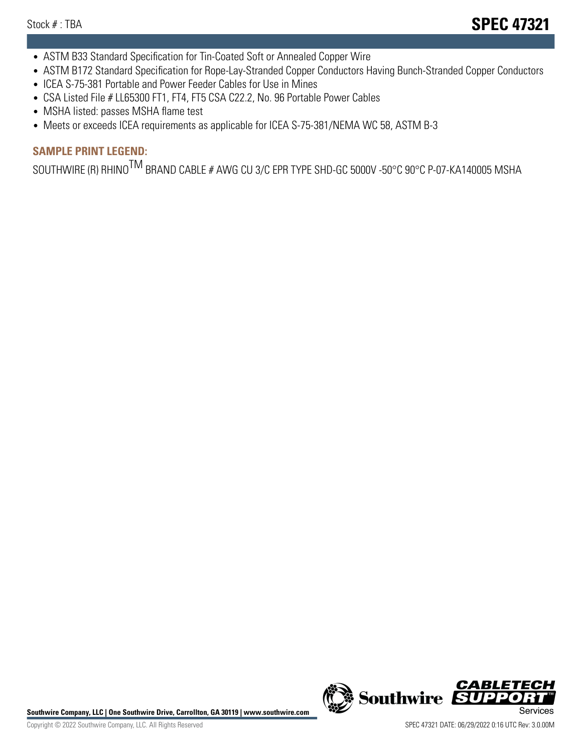- ASTM B33 Standard Specification for Tin-Coated Soft or Annealed Copper Wire
- ASTM B172 Standard Specification for Rope-Lay-Stranded Copper Conductors Having Bunch-Stranded Copper Conductors
- ICEA S-75-381 Portable and Power Feeder Cables for Use in Mines
- CSA Listed File # LL65300 FT1, FT4, FT5 CSA C22.2, No. 96 Portable Power Cables
- MSHA listed: passes MSHA flame test
- Meets or exceeds ICEA requirements as applicable for ICEA S-75-381/NEMA WC 58, ASTM B-3

## SAMPLE PRINT LEGEND:

SOUTHWIRE (R) RHINO™ BRAND CABLE # AWG CU 3/C EPR TYPE SHD-GC 5000V -50°C 90°C P-07-KA140005 MSHA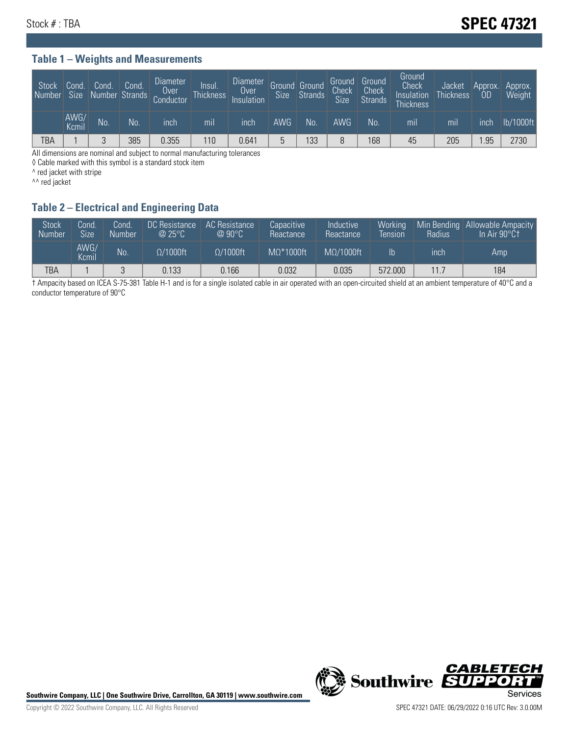Stock # : TBA

# SPEC 47321

## Table 1 – Weights and Measurements

| Stock Number | Cond. Size | Cond. Number | Cond. Strands | Diameter Over Conductor | Insul. Thickness | Diameter Over Insulation | Ground Size | Ground Strands | Ground Check Size | Ground Check Strands | Ground Check Insulation Thickness | Jacket Thickness | Approx. OD | Approx. Weight |
|---|---|---|---|---|---|---|---|---|---|---|---|---|---|---|
| | AWG/ Kcmil | No. | No. | inch | mil | inch | AWG | No. | AWG | No. | mil | mil | inch | lb/1000ft |
| TBA | 1 | 3 | 385 | 0.355 | 110 | 0.641 | 5 | 133 | 8 | 168 | 45 | 205 | 1.95 | 2730 |

All dimensions are nominal and subject to normal manufacturing tolerances

◊ Cable marked with this symbol is a standard stock item

^ red jacket with stripe

^^ red jacket

## Table 2 – Electrical and Engineering Data

| Stock Number | Cond. Size | Cond. Number | DC Resistance @ 25°C | AC Resistance @ 90°C | Capacitive Reactance | Inductive Reactance | Working Tension | Min Bending Radius | Allowable Ampacity In Air 90°C† |
|---|---|---|---|---|---|---|---|---|---|
| | AWG/ Kcmil | No. | Ω/1000ft | Ω/1000ft | MΩ*1000ft | MΩ/1000ft | lb | inch | Amp |
| TBA | 1 | 3 | 0.133 | 0.166 | 0.032 | 0.035 | 572.000 | 11.7 | 184 |

† Ampacity based on ICEA S-75-381 Table H-1 and is for a single isolated cable in air operated with an open-circuited shield at an ambient temperature of 40°C and a conductor temperature of 90°C

**Southwire Company, LLC | One Southwire Drive, Carrollton, GA 30119 | www.southwire.com**

Copyright © 2022 Southwire Company, LLC. All Rights Reserved

SPEC 47321 DATE: 06/29/2022 0:16 UTC Rev: 3.0.00M